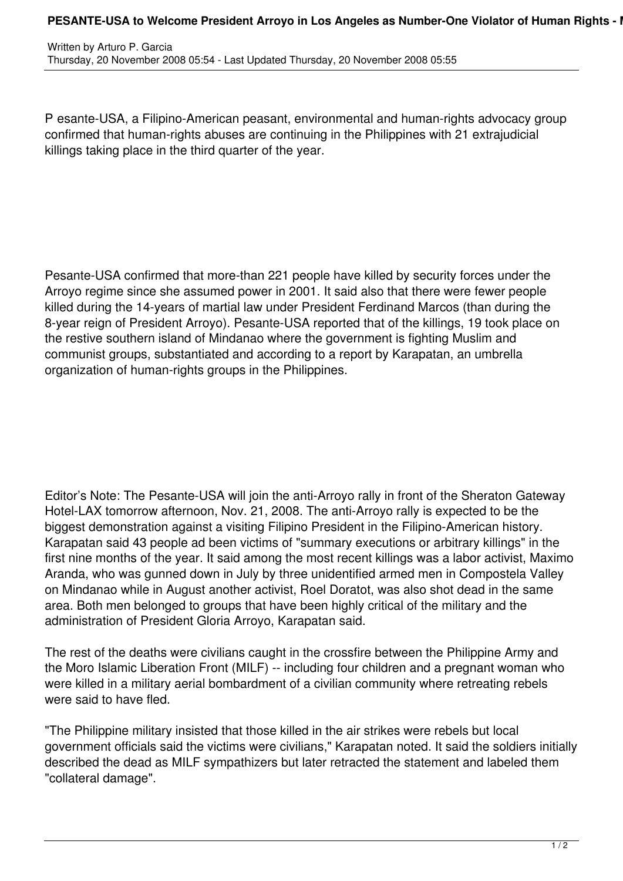# PESANTE-USA to Welcome President Arroyo in Los Angeles as Number-One Violator of Human Rights - N

Written by Arturo P. Garcia
Thursday, 20 November 2008 05:54 - Last Updated Thursday, 20 November 2008 05:55

P esante-USA, a Filipino-American peasant, environmental and human-rights advocacy group confirmed that human-rights abuses are continuing in the Philippines with 21 extrajudicial killings taking place in the third quarter of the year.

Pesante-USA confirmed that more-than 221 people have killed by security forces under the Arroyo regime since she assumed power in 2001. It said also that there were fewer people killed during the 14-years of martial law under President Ferdinand Marcos (than during the 8-year reign of President Arroyo). Pesante-USA reported that of the killings, 19 took place on the restive southern island of Mindanao where the government is fighting Muslim and communist groups, substantiated and according to a report by Karapatan, an umbrella organization of human-rights groups in the Philippines.

Editor's Note: The Pesante-USA will join the anti-Arroyo rally in front of the Sheraton Gateway Hotel-LAX tomorrow afternoon, Nov. 21, 2008. The anti-Arroyo rally is expected to be the biggest demonstration against a visiting Filipino President in the Filipino-American history. Karapatan said 43 people ad been victims of "summary executions or arbitrary killings" in the first nine months of the year. It said among the most recent killings was a labor activist, Maximo Aranda, who was gunned down in July by three unidentified armed men in Compostela Valley on Mindanao while in August another activist, Roel Doratot, was also shot dead in the same area. Both men belonged to groups that have been highly critical of the military and the administration of President Gloria Arroyo, Karapatan said.

The rest of the deaths were civilians caught in the crossfire between the Philippine Army and the Moro Islamic Liberation Front (MILF) -- including four children and a pregnant woman who were killed in a military aerial bombardment of a civilian community where retreating rebels were said to have fled.

"The Philippine military insisted that those killed in the air strikes were rebels but local government officials said the victims were civilians," Karapatan noted. It said the soldiers initially described the dead as MILF sympathizers but later retracted the statement and labeled them "collateral damage".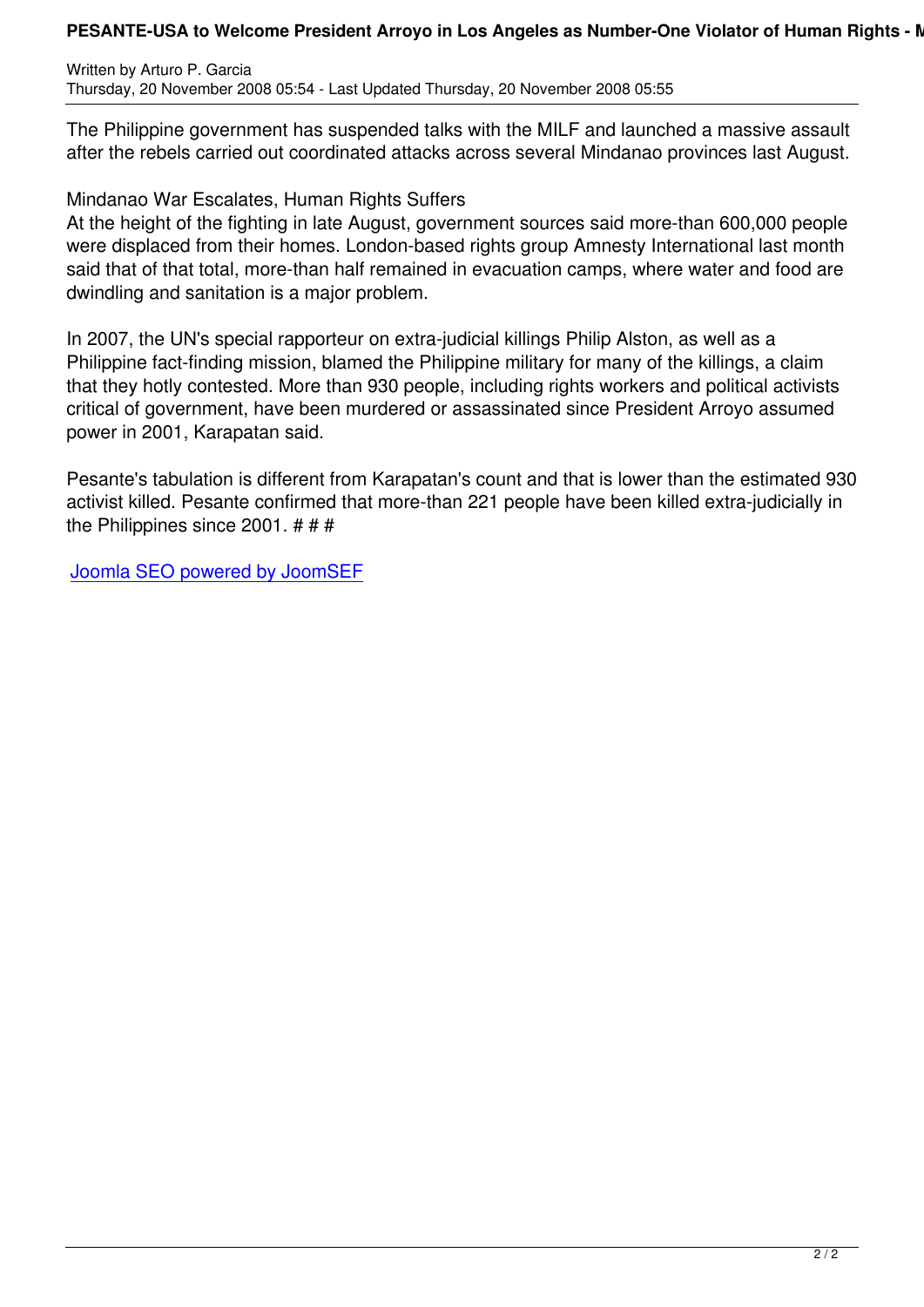The Philippine government has suspended talks with the MILF and launched a massive assault after the rebels carried out coordinated attacks across several Mindanao provinces last August.

Mindanao War Escalates, Human Rights Suffers
At the height of the fighting in late August, government sources said more-than 600,000 people were displaced from their homes. London-based rights group Amnesty International last month said that of that total, more-than half remained in evacuation camps, where water and food are dwindling and sanitation is a major problem.

In 2007, the UN's special rapporteur on extra-judicial killings Philip Alston, as well as a Philippine fact-finding mission, blamed the Philippine military for many of the killings, a claim that they hotly contested. More than 930 people, including rights workers and political activists critical of government, have been murdered or assassinated since President Arroyo assumed power in 2001, Karapatan said.

Pesante's tabulation is different from Karapatan's count and that is lower than the estimated 930 activist killed. Pesante confirmed that more-than 221 people have been killed extra-judicially in the Philippines since 2001. # # #

Joomla SEO powered by JoomSEF